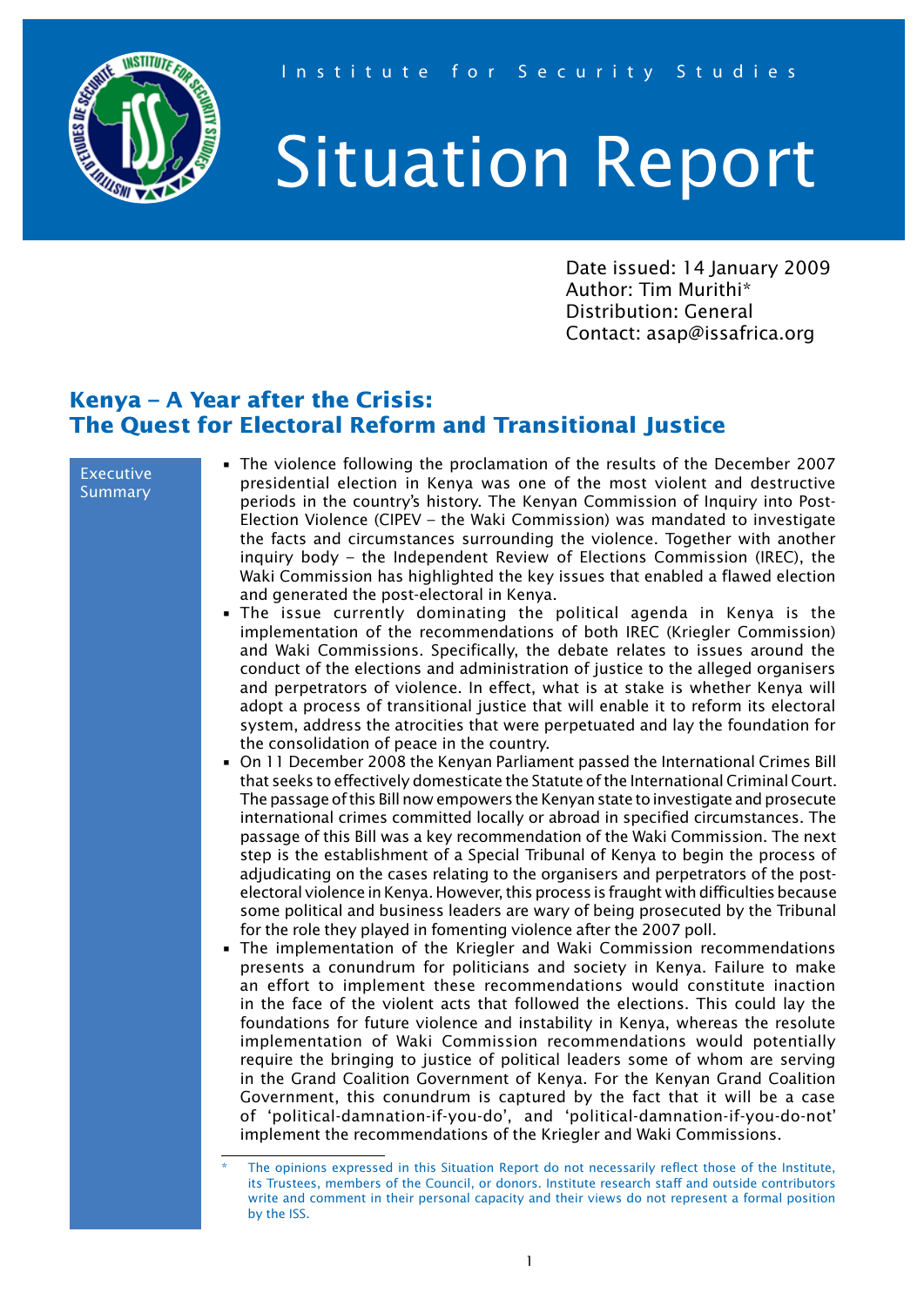Institute for Security Studies

# Situation Report

Date issued: 14 January 2009
Author: Tim Murithi*
Distribution: General
Contact: asap@issafrica.org

## Kenya – A Year after the Crisis: The Quest for Electoral Reform and Transitional Justice

**Executive Summary**

- The violence following the proclamation of the results of the December 2007 presidential election in Kenya was one of the most violent and destructive periods in the country's history. The Kenyan Commission of Inquiry into Post-Election Violence (CIPEV – the Waki Commission) was mandated to investigate the facts and circumstances surrounding the violence. Together with another inquiry body – the Independent Review of Elections Commission (IREC), the Waki Commission has highlighted the key issues that enabled a flawed election and generated the post-electoral in Kenya.
- The issue currently dominating the political agenda in Kenya is the implementation of the recommendations of both IREC (Kriegler Commission) and Waki Commissions. Specifically, the debate relates to issues around the conduct of the elections and administration of justice to the alleged organisers and perpetrators of violence. In effect, what is at stake is whether Kenya will adopt a process of transitional justice that will enable it to reform its electoral system, address the atrocities that were perpetuated and lay the foundation for the consolidation of peace in the country.
- On 11 December 2008 the Kenyan Parliament passed the International Crimes Bill that seeks to effectively domesticate the Statute of the International Criminal Court. The passage of this Bill now empowers the Kenyan state to investigate and prosecute international crimes committed locally or abroad in specified circumstances. The passage of this Bill was a key recommendation of the Waki Commission. The next step is the establishment of a Special Tribunal of Kenya to begin the process of adjudicating on the cases relating to the organisers and perpetrators of the post-electoral violence in Kenya. However, this process is fraught with difficulties because some political and business leaders are wary of being prosecuted by the Tribunal for the role they played in fomenting violence after the 2007 poll.
- The implementation of the Kriegler and Waki Commission recommendations presents a conundrum for politicians and society in Kenya. Failure to make an effort to implement these recommendations would constitute inaction in the face of the violent acts that followed the elections. This could lay the foundations for future violence and instability in Kenya, whereas the resolute implementation of Waki Commission recommendations would potentially require the bringing to justice of political leaders some of whom are serving in the Grand Coalition Government of Kenya. For the Kenyan Grand Coalition Government, this conundrum is captured by the fact that it will be a case of 'political-damnation-if-you-do', and 'political-damnation-if-you-do-not' implement the recommendations of the Kriegler and Waki Commissions.

\* The opinions expressed in this Situation Report do not necessarily reflect those of the Institute, its Trustees, members of the Council, or donors. Institute research staff and outside contributors write and comment in their personal capacity and their views do not represent a formal position by the ISS.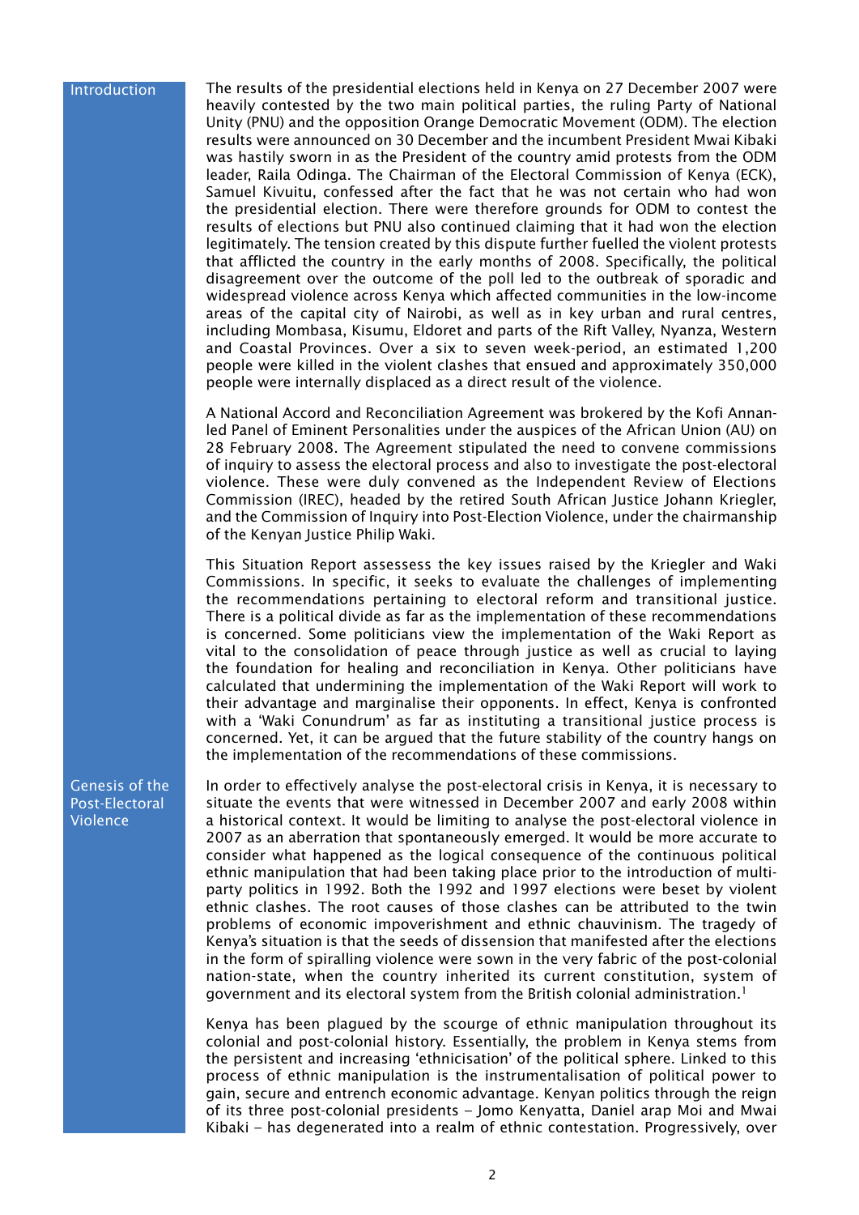## Introduction

The results of the presidential elections held in Kenya on 27 December 2007 were heavily contested by the two main political parties, the ruling Party of National Unity (PNU) and the opposition Orange Democratic Movement (ODM). The election results were announced on 30 December and the incumbent President Mwai Kibaki was hastily sworn in as the President of the country amid protests from the ODM leader, Raila Odinga. The Chairman of the Electoral Commission of Kenya (ECK), Samuel Kivuitu, confessed after the fact that he was not certain who had won the presidential election. There were therefore grounds for ODM to contest the results of elections but PNU also continued claiming that it had won the election legitimately. The tension created by this dispute further fuelled the violent protests that afflicted the country in the early months of 2008. Specifically, the political disagreement over the outcome of the poll led to the outbreak of sporadic and widespread violence across Kenya which affected communities in the low-income areas of the capital city of Nairobi, as well as in key urban and rural centres, including Mombasa, Kisumu, Eldoret and parts of the Rift Valley, Nyanza, Western and Coastal Provinces. Over a six to seven week-period, an estimated 1,200 people were killed in the violent clashes that ensued and approximately 350,000 people were internally displaced as a direct result of the violence.

A National Accord and Reconciliation Agreement was brokered by the Kofi Annan-led Panel of Eminent Personalities under the auspices of the African Union (AU) on 28 February 2008. The Agreement stipulated the need to convene commissions of inquiry to assess the electoral process and also to investigate the post-electoral violence. These were duly convened as the Independent Review of Elections Commission (IREC), headed by the retired South African Justice Johann Kriegler, and the Commission of Inquiry into Post-Election Violence, under the chairmanship of the Kenyan Justice Philip Waki.

This Situation Report assessess the key issues raised by the Kriegler and Waki Commissions. In specific, it seeks to evaluate the challenges of implementing the recommendations pertaining to electoral reform and transitional justice. There is a political divide as far as the implementation of these recommendations is concerned. Some politicians view the implementation of the Waki Report as vital to the consolidation of peace through justice as well as crucial to laying the foundation for healing and reconciliation in Kenya. Other politicians have calculated that undermining the implementation of the Waki Report will work to their advantage and marginalise their opponents. In effect, Kenya is confronted with a 'Waki Conundrum' as far as instituting a transitional justice process is concerned. Yet, it can be argued that the future stability of the country hangs on the implementation of the recommendations of these commissions.

## Genesis of the Post-Electoral Violence

In order to effectively analyse the post-electoral crisis in Kenya, it is necessary to situate the events that were witnessed in December 2007 and early 2008 within a historical context. It would be limiting to analyse the post-electoral violence in 2007 as an aberration that spontaneously emerged. It would be more accurate to consider what happened as the logical consequence of the continuous political ethnic manipulation that had been taking place prior to the introduction of multi-party politics in 1992. Both the 1992 and 1997 elections were beset by violent ethnic clashes. The root causes of those clashes can be attributed to the twin problems of economic impoverishment and ethnic chauvinism. The tragedy of Kenya's situation is that the seeds of dissension that manifested after the elections in the form of spiralling violence were sown in the very fabric of the post-colonial nation-state, when the country inherited its current constitution, system of government and its electoral system from the British colonial administration.[1]

Kenya has been plagued by the scourge of ethnic manipulation throughout its colonial and post-colonial history. Essentially, the problem in Kenya stems from the persistent and increasing 'ethnicisation' of the political sphere. Linked to this process of ethnic manipulation is the instrumentalisation of political power to gain, secure and entrench economic advantage. Kenyan politics through the reign of its three post-colonial presidents – Jomo Kenyatta, Daniel arap Moi and Mwai Kibaki – has degenerated into a realm of ethnic contestation. Progressively, over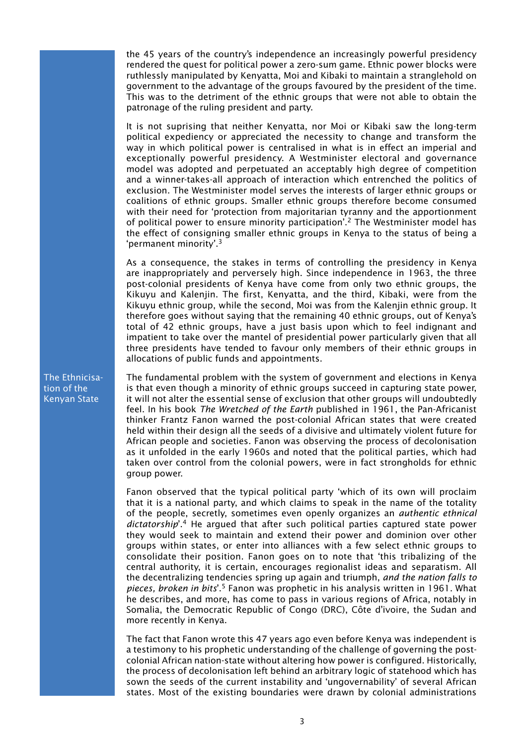the 45 years of the country's independence an increasingly powerful presidency rendered the quest for political power a zero-sum game. Ethnic power blocks were ruthlessly manipulated by Kenyatta, Moi and Kibaki to maintain a stranglehold on government to the advantage of the groups favoured by the president of the time. This was to the detriment of the ethnic groups that were not able to obtain the patronage of the ruling president and party.

It is not suprising that neither Kenyatta, nor Moi or Kibaki saw the long-term political expediency or appreciated the necessity to change and transform the way in which political power is centralised in what is in effect an imperial and exceptionally powerful presidency. A Westminister electoral and governance model was adopted and perpetuated an acceptably high degree of competition and a winner-takes-all approach of interaction which entrenched the politics of exclusion. The Westminister model serves the interests of larger ethnic groups or coalitions of ethnic groups. Smaller ethnic groups therefore become consumed with their need for 'protection from majoritarian tyranny and the apportionment of political power to ensure minority participation'.[2] The Westminister model has the effect of consigning smaller ethnic groups in Kenya to the status of being a 'permanent minority'.[3]

As a consequence, the stakes in terms of controlling the presidency in Kenya are inappropriately and perversely high. Since independence in 1963, the three post-colonial presidents of Kenya have come from only two ethnic groups, the Kikuyu and Kalenjin. The first, Kenyatta, and the third, Kibaki, were from the Kikuyu ethnic group, while the second, Moi was from the Kalenjin ethnic group. It therefore goes without saying that the remaining 40 ethnic groups, out of Kenya's total of 42 ethnic groups, have a just basis upon which to feel indignant and impatient to take over the mantel of presidential power particularly given that all three presidents have tended to favour only members of their ethnic groups in allocations of public funds and appointments.

## The Ethnicisation of the Kenyan State

The fundamental problem with the system of government and elections in Kenya is that even though a minority of ethnic groups succeed in capturing state power, it will not alter the essential sense of exclusion that other groups will undoubtedly feel. In his book *The Wretched of the Earth* published in 1961, the Pan-Africanist thinker Frantz Fanon warned the post-colonial African states that were created held within their design all the seeds of a divisive and ultimately violent future for African people and societies. Fanon was observing the process of decolonisation as it unfolded in the early 1960s and noted that the political parties, which had taken over control from the colonial powers, were in fact strongholds for ethnic group power.

Fanon observed that the typical political party 'which of its own will proclaim that it is a national party, and which claims to speak in the name of the totality of the people, secretly, sometimes even openly organizes an *authentic ethnical dictatorship*'.[4] He argued that after such political parties captured state power they would seek to maintain and extend their power and dominion over other groups within states, or enter into alliances with a few select ethnic groups to consolidate their position. Fanon goes on to note that 'this tribalizing of the central authority, it is certain, encourages regionalist ideas and separatism. All the decentralizing tendencies spring up again and triumph, *and the nation falls to pieces, broken in bits*'.[5] Fanon was prophetic in his analysis written in 1961. What he describes, and more, has come to pass in various regions of Africa, notably in Somalia, the Democratic Republic of Congo (DRC), Côte d'ivoire, the Sudan and more recently in Kenya.

The fact that Fanon wrote this 47 years ago even before Kenya was independent is a testimony to his prophetic understanding of the challenge of governing the post-colonial African nation-state without altering how power is configured. Historically, the process of decolonisation left behind an arbitrary logic of statehood which has sown the seeds of the current instability and 'ungovernability' of several African states. Most of the existing boundaries were drawn by colonial administrations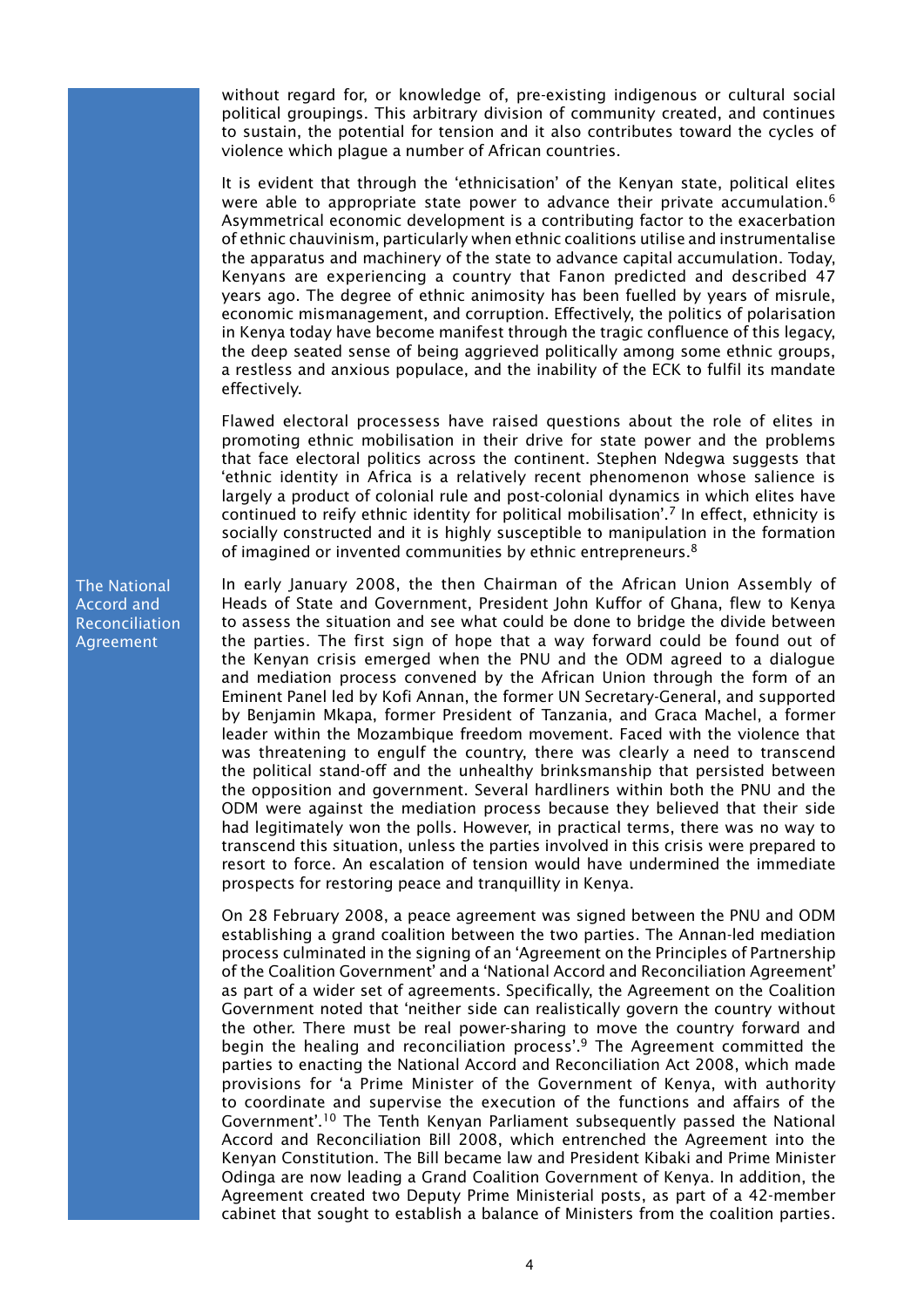without regard for, or knowledge of, pre-existing indigenous or cultural social political groupings. This arbitrary division of community created, and continues to sustain, the potential for tension and it also contributes toward the cycles of violence which plague a number of African countries.

It is evident that through the 'ethnicisation' of the Kenyan state, political elites were able to appropriate state power to advance their private accumulation.[6] Asymmetrical economic development is a contributing factor to the exacerbation of ethnic chauvinism, particularly when ethnic coalitions utilise and instrumentalise the apparatus and machinery of the state to advance capital accumulation. Today, Kenyans are experiencing a country that Fanon predicted and described 47 years ago. The degree of ethnic animosity has been fuelled by years of misrule, economic mismanagement, and corruption. Effectively, the politics of polarisation in Kenya today have become manifest through the tragic confluence of this legacy, the deep seated sense of being aggrieved politically among some ethnic groups, a restless and anxious populace, and the inability of the ECK to fulfil its mandate effectively.

Flawed electoral processess have raised questions about the role of elites in promoting ethnic mobilisation in their drive for state power and the problems that face electoral politics across the continent. Stephen Ndegwa suggests that 'ethnic identity in Africa is a relatively recent phenomenon whose salience is largely a product of colonial rule and post-colonial dynamics in which elites have continued to reify ethnic identity for political mobilisation'.[7] In effect, ethnicity is socially constructed and it is highly susceptible to manipulation in the formation of imagined or invented communities by ethnic entrepreneurs.[8]

## The National Accord and Reconciliation Agreement

In early January 2008, the then Chairman of the African Union Assembly of Heads of State and Government, President John Kuffor of Ghana, flew to Kenya to assess the situation and see what could be done to bridge the divide between the parties. The first sign of hope that a way forward could be found out of the Kenyan crisis emerged when the PNU and the ODM agreed to a dialogue and mediation process convened by the African Union through the form of an Eminent Panel led by Kofi Annan, the former UN Secretary-General, and supported by Benjamin Mkapa, former President of Tanzania, and Graca Machel, a former leader within the Mozambique freedom movement. Faced with the violence that was threatening to engulf the country, there was clearly a need to transcend the political stand-off and the unhealthy brinksmanship that persisted between the opposition and government. Several hardliners within both the PNU and the ODM were against the mediation process because they believed that their side had legitimately won the polls. However, in practical terms, there was no way to transcend this situation, unless the parties involved in this crisis were prepared to resort to force. An escalation of tension would have undermined the immediate prospects for restoring peace and tranquillity in Kenya.

On 28 February 2008, a peace agreement was signed between the PNU and ODM establishing a grand coalition between the two parties. The Annan-led mediation process culminated in the signing of an 'Agreement on the Principles of Partnership of the Coalition Government' and a 'National Accord and Reconciliation Agreement' as part of a wider set of agreements. Specifically, the Agreement on the Coalition Government noted that 'neither side can realistically govern the country without the other. There must be real power-sharing to move the country forward and begin the healing and reconciliation process'.[9] The Agreement committed the parties to enacting the National Accord and Reconciliation Act 2008, which made provisions for 'a Prime Minister of the Government of Kenya, with authority to coordinate and supervise the execution of the functions and affairs of the Government'.[10] The Tenth Kenyan Parliament subsequently passed the National Accord and Reconciliation Bill 2008, which entrenched the Agreement into the Kenyan Constitution. The Bill became law and President Kibaki and Prime Minister Odinga are now leading a Grand Coalition Government of Kenya. In addition, the Agreement created two Deputy Prime Ministerial posts, as part of a 42-member cabinet that sought to establish a balance of Ministers from the coalition parties.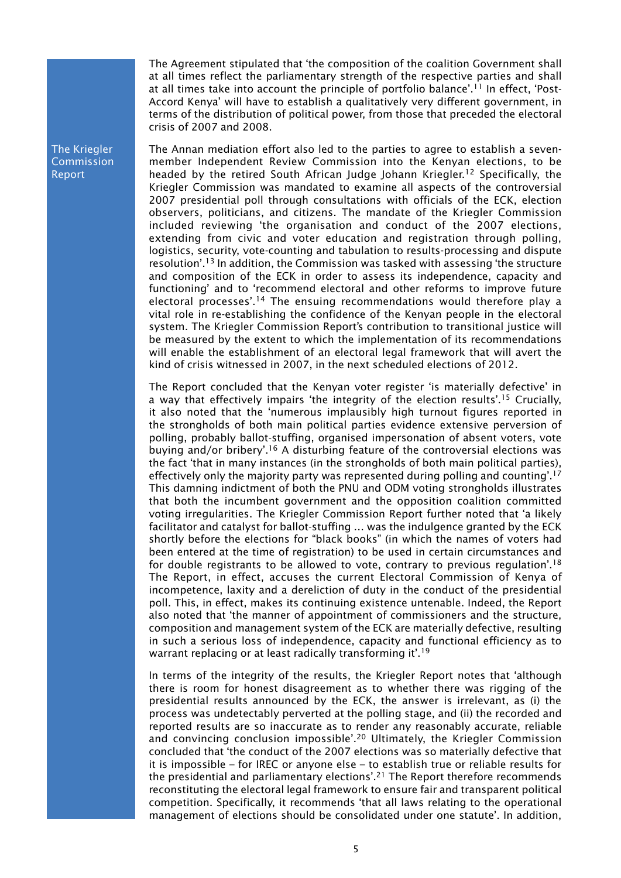The Agreement stipulated that 'the composition of the coalition Government shall at all times reflect the parliamentary strength of the respective parties and shall at all times take into account the principle of portfolio balance'.[11] In effect, 'Post-Accord Kenya' will have to establish a qualitatively very different government, in terms of the distribution of political power, from those that preceded the electoral crisis of 2007 and 2008.

## The Kriegler Commission Report

The Annan mediation effort also led to the parties to agree to establish a seven-member Independent Review Commission into the Kenyan elections, to be headed by the retired South African Judge Johann Kriegler.[12] Specifically, the Kriegler Commission was mandated to examine all aspects of the controversial 2007 presidential poll through consultations with officials of the ECK, election observers, politicians, and citizens. The mandate of the Kriegler Commission included reviewing 'the organisation and conduct of the 2007 elections, extending from civic and voter education and registration through polling, logistics, security, vote-counting and tabulation to results-processing and dispute resolution'.[13] In addition, the Commission was tasked with assessing 'the structure and composition of the ECK in order to assess its independence, capacity and functioning' and to 'recommend electoral and other reforms to improve future electoral processes'.[14] The ensuing recommendations would therefore play a vital role in re-establishing the confidence of the Kenyan people in the electoral system. The Kriegler Commission Report's contribution to transitional justice will be measured by the extent to which the implementation of its recommendations will enable the establishment of an electoral legal framework that will avert the kind of crisis witnessed in 2007, in the next scheduled elections of 2012.

The Report concluded that the Kenyan voter register 'is materially defective' in a way that effectively impairs 'the integrity of the election results'.[15] Crucially, it also noted that the 'numerous implausibly high turnout figures reported in the strongholds of both main political parties evidence extensive perversion of polling, probably ballot-stuffing, organised impersonation of absent voters, vote buying and/or bribery'.[16] A disturbing feature of the controversial elections was the fact 'that in many instances (in the strongholds of both main political parties), effectively only the majority party was represented during polling and counting'.[17] This damning indictment of both the PNU and ODM voting strongholds illustrates that both the incumbent government and the opposition coalition committed voting irregularities. The Kriegler Commission Report further noted that 'a likely facilitator and catalyst for ballot-stuffing … was the indulgence granted by the ECK shortly before the elections for "black books" (in which the names of voters had been entered at the time of registration) to be used in certain circumstances and for double registrants to be allowed to vote, contrary to previous regulation'.[18] The Report, in effect, accuses the current Electoral Commission of Kenya of incompetence, laxity and a dereliction of duty in the conduct of the presidential poll. This, in effect, makes its continuing existence untenable. Indeed, the Report also noted that 'the manner of appointment of commissioners and the structure, composition and management system of the ECK are materially defective, resulting in such a serious loss of independence, capacity and functional efficiency as to warrant replacing or at least radically transforming it'.[19]

In terms of the integrity of the results, the Kriegler Report notes that 'although there is room for honest disagreement as to whether there was rigging of the presidential results announced by the ECK, the answer is irrelevant, as (i) the process was undetectably perverted at the polling stage, and (ii) the recorded and reported results are so inaccurate as to render any reasonably accurate, reliable and convincing conclusion impossible'.[20] Ultimately, the Kriegler Commission concluded that 'the conduct of the 2007 elections was so materially defective that it is impossible – for IREC or anyone else – to establish true or reliable results for the presidential and parliamentary elections'.[21] The Report therefore recommends reconstituting the electoral legal framework to ensure fair and transparent political competition. Specifically, it recommends 'that all laws relating to the operational management of elections should be consolidated under one statute'. In addition,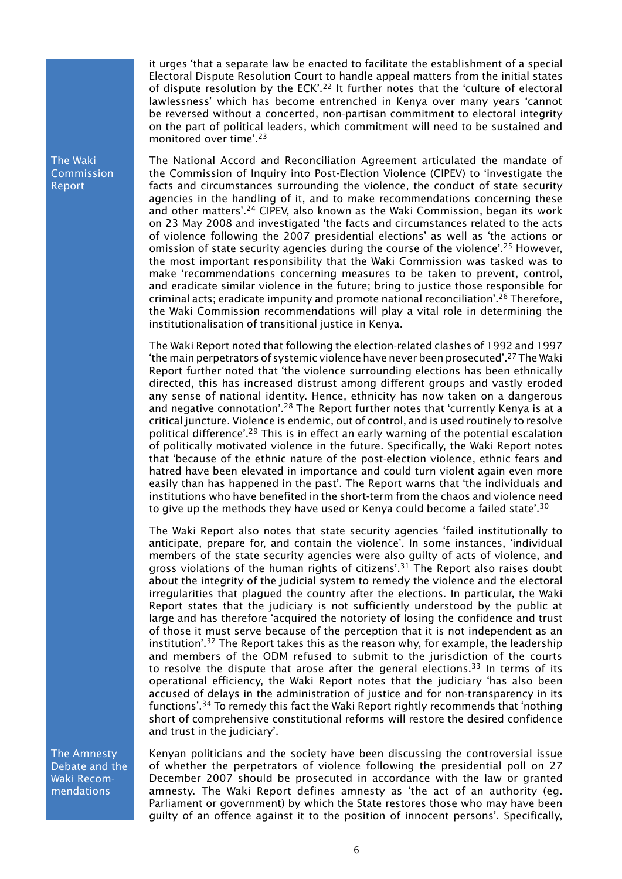it urges 'that a separate law be enacted to facilitate the establishment of a special Electoral Dispute Resolution Court to handle appeal matters from the initial states of dispute resolution by the ECK'.[22] It further notes that the 'culture of electoral lawlessness' which has become entrenched in Kenya over many years 'cannot be reversed without a concerted, non-partisan commitment to electoral integrity on the part of political leaders, which commitment will need to be sustained and monitored over time'.[23]

## The Waki Commission Report

The National Accord and Reconciliation Agreement articulated the mandate of the Commission of Inquiry into Post-Election Violence (CIPEV) to 'investigate the facts and circumstances surrounding the violence, the conduct of state security agencies in the handling of it, and to make recommendations concerning these and other matters'.[24] CIPEV, also known as the Waki Commission, began its work on 23 May 2008 and investigated 'the facts and circumstances related to the acts of violence following the 2007 presidential elections' as well as 'the actions or omission of state security agencies during the course of the violence'.[25] However, the most important responsibility that the Waki Commission was tasked was to make 'recommendations concerning measures to be taken to prevent, control, and eradicate similar violence in the future; bring to justice those responsible for criminal acts; eradicate impunity and promote national reconciliation'.[26] Therefore, the Waki Commission recommendations will play a vital role in determining the institutionalisation of transitional justice in Kenya.

The Waki Report noted that following the election-related clashes of 1992 and 1997 'the main perpetrators of systemic violence have never been prosecuted'.[27] The Waki Report further noted that 'the violence surrounding elections has been ethnically directed, this has increased distrust among different groups and vastly eroded any sense of national identity. Hence, ethnicity has now taken on a dangerous and negative connotation'.[28] The Report further notes that 'currently Kenya is at a critical juncture. Violence is endemic, out of control, and is used routinely to resolve political difference'.[29] This is in effect an early warning of the potential escalation of politically motivated violence in the future. Specifically, the Waki Report notes that 'because of the ethnic nature of the post-election violence, ethnic fears and hatred have been elevated in importance and could turn violent again even more easily than has happened in the past'. The Report warns that 'the individuals and institutions who have benefited in the short-term from the chaos and violence need to give up the methods they have used or Kenya could become a failed state'.[30]

The Waki Report also notes that state security agencies 'failed institutionally to anticipate, prepare for, and contain the violence'. In some instances, 'individual members of the state security agencies were also guilty of acts of violence, and gross violations of the human rights of citizens'.[31] The Report also raises doubt about the integrity of the judicial system to remedy the violence and the electoral irregularities that plagued the country after the elections. In particular, the Waki Report states that the judiciary is not sufficiently understood by the public at large and has therefore 'acquired the notoriety of losing the confidence and trust of those it must serve because of the perception that it is not independent as an institution'.[32] The Report takes this as the reason why, for example, the leadership and members of the ODM refused to submit to the jurisdiction of the courts to resolve the dispute that arose after the general elections.[33] In terms of its operational efficiency, the Waki Report notes that the judiciary 'has also been accused of delays in the administration of justice and for non-transparency in its functions'.[34] To remedy this fact the Waki Report rightly recommends that 'nothing short of comprehensive constitutional reforms will restore the desired confidence and trust in the judiciary'.

## The Amnesty Debate and the Waki Recommendations

Kenyan politicians and the society have been discussing the controversial issue of whether the perpetrators of violence following the presidential poll on 27 December 2007 should be prosecuted in accordance with the law or granted amnesty. The Waki Report defines amnesty as 'the act of an authority (eg. Parliament or government) by which the State restores those who may have been guilty of an offence against it to the position of innocent persons'. Specifically,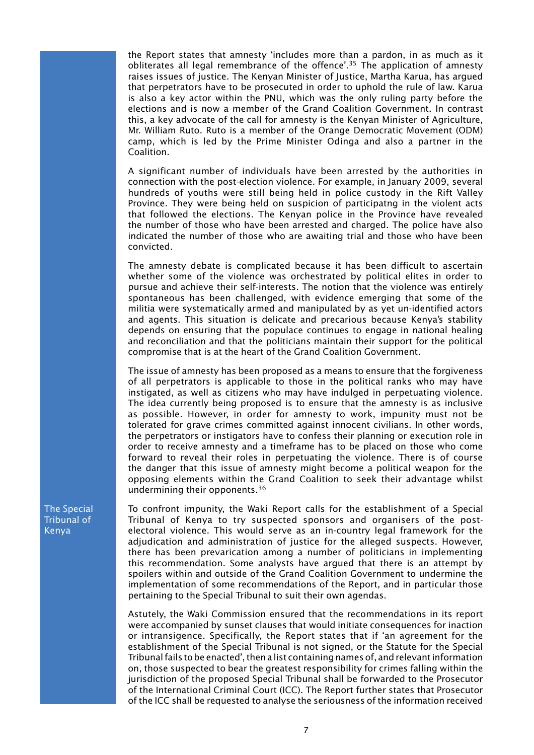the Report states that amnesty 'includes more than a pardon, in as much as it obliterates all legal remembrance of the offence'.[35] The application of amnesty raises issues of justice. The Kenyan Minister of Justice, Martha Karua, has argued that perpetrators have to be prosecuted in order to uphold the rule of law. Karua is also a key actor within the PNU, which was the only ruling party before the elections and is now a member of the Grand Coalition Government. In contrast this, a key advocate of the call for amnesty is the Kenyan Minister of Agriculture, Mr. William Ruto. Ruto is a member of the Orange Democratic Movement (ODM) camp, which is led by the Prime Minister Odinga and also a partner in the Coalition.

A significant number of individuals have been arrested by the authorities in connection with the post-election violence. For example, in January 2009, several hundreds of youths were still being held in police custody in the Rift Valley Province. They were being held on suspicion of participatng in the violent acts that followed the elections. The Kenyan police in the Province have revealed the number of those who have been arrested and charged. The police have also indicated the number of those who are awaiting trial and those who have been convicted.

The amnesty debate is complicated because it has been difficult to ascertain whether some of the violence was orchestrated by political elites in order to pursue and achieve their self-interests. The notion that the violence was entirely spontaneous has been challenged, with evidence emerging that some of the militia were systematically armed and manipulated by as yet un-identified actors and agents. This situation is delicate and precarious because Kenya's stability depends on ensuring that the populace continues to engage in national healing and reconciliation and that the politicians maintain their support for the political compromise that is at the heart of the Grand Coalition Government.

The issue of amnesty has been proposed as a means to ensure that the forgiveness of all perpetrators is applicable to those in the political ranks who may have instigated, as well as citizens who may have indulged in perpetuating violence. The idea currently being proposed is to ensure that the amnesty is as inclusive as possible. However, in order for amnesty to work, impunity must not be tolerated for grave crimes committed against innocent civilians. In other words, the perpetrators or instigators have to confess their planning or execution role in order to receive amnesty and a timeframe has to be placed on those who come forward to reveal their roles in perpetuating the violence. There is of course the danger that this issue of amnesty might become a political weapon for the opposing elements within the Grand Coalition to seek their advantage whilst undermining their opponents.[36]

## The Special Tribunal of Kenya

To confront impunity, the Waki Report calls for the establishment of a Special Tribunal of Kenya to try suspected sponsors and organisers of the post-electoral violence. This would serve as an in-country legal framework for the adjudication and administration of justice for the alleged suspects. However, there has been prevarication among a number of politicians in implementing this recommendation. Some analysts have argued that there is an attempt by spoilers within and outside of the Grand Coalition Government to undermine the implementation of some recommendations of the Report, and in particular those pertaining to the Special Tribunal to suit their own agendas.

Astutely, the Waki Commission ensured that the recommendations in its report were accompanied by sunset clauses that would initiate consequences for inaction or intransigence. Specifically, the Report states that if 'an agreement for the establishment of the Special Tribunal is not signed, or the Statute for the Special Tribunal fails to be enacted', then a list containing names of, and relevant information on, those suspected to bear the greatest responsibility for crimes falling within the jurisdiction of the proposed Special Tribunal shall be forwarded to the Prosecutor of the International Criminal Court (ICC). The Report further states that Prosecutor of the ICC shall be requested to analyse the seriousness of the information received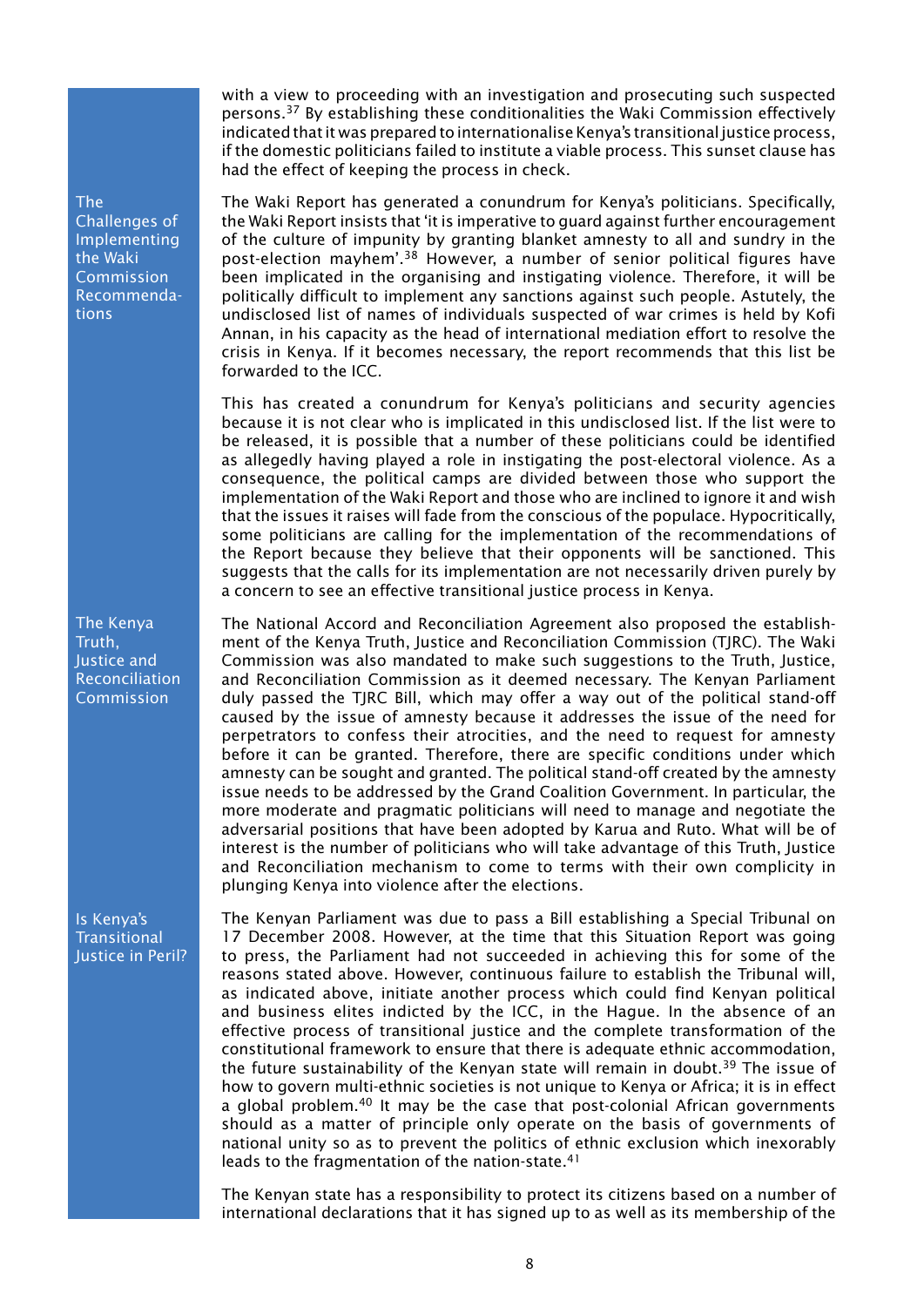with a view to proceeding with an investigation and prosecuting such suspected persons.[37] By establishing these conditionalities the Waki Commission effectively indicated that it was prepared to internationalise Kenya's transitional justice process, if the domestic politicians failed to institute a viable process. This sunset clause has had the effect of keeping the process in check.

## The Challenges of Implementing the Waki Commission Recommendations

The Waki Report has generated a conundrum for Kenya's politicians. Specifically, the Waki Report insists that 'it is imperative to guard against further encouragement of the culture of impunity by granting blanket amnesty to all and sundry in the post-election mayhem'.[38] However, a number of senior political figures have been implicated in the organising and instigating violence. Therefore, it will be politically difficult to implement any sanctions against such people. Astutely, the undisclosed list of names of individuals suspected of war crimes is held by Kofi Annan, in his capacity as the head of international mediation effort to resolve the crisis in Kenya. If it becomes necessary, the report recommends that this list be forwarded to the ICC.

This has created a conundrum for Kenya's politicians and security agencies because it is not clear who is implicated in this undisclosed list. If the list were to be released, it is possible that a number of these politicians could be identified as allegedly having played a role in instigating the post-electoral violence. As a consequence, the political camps are divided between those who support the implementation of the Waki Report and those who are inclined to ignore it and wish that the issues it raises will fade from the conscious of the populace. Hypocritically, some politicians are calling for the implementation of the recommendations of the Report because they believe that their opponents will be sanctioned. This suggests that the calls for its implementation are not necessarily driven purely by a concern to see an effective transitional justice process in Kenya.

## The Kenya Truth, Justice and Reconciliation Commission

The National Accord and Reconciliation Agreement also proposed the establishment of the Kenya Truth, Justice and Reconciliation Commission (TJRC). The Waki Commission was also mandated to make such suggestions to the Truth, Justice, and Reconciliation Commission as it deemed necessary. The Kenyan Parliament duly passed the TJRC Bill, which may offer a way out of the political stand-off caused by the issue of amnesty because it addresses the issue of the need for perpetrators to confess their atrocities, and the need to request for amnesty before it can be granted. Therefore, there are specific conditions under which amnesty can be sought and granted. The political stand-off created by the amnesty issue needs to be addressed by the Grand Coalition Government. In particular, the more moderate and pragmatic politicians will need to manage and negotiate the adversarial positions that have been adopted by Karua and Ruto. What will be of interest is the number of politicians who will take advantage of this Truth, Justice and Reconciliation mechanism to come to terms with their own complicity in plunging Kenya into violence after the elections.

## Is Kenya's Transitional Justice in Peril?

The Kenyan Parliament was due to pass a Bill establishing a Special Tribunal on 17 December 2008. However, at the time that this Situation Report was going to press, the Parliament had not succeeded in achieving this for some of the reasons stated above. However, continuous failure to establish the Tribunal will, as indicated above, initiate another process which could find Kenyan political and business elites indicted by the ICC, in the Hague. In the absence of an effective process of transitional justice and the complete transformation of the constitutional framework to ensure that there is adequate ethnic accommodation, the future sustainability of the Kenyan state will remain in doubt.[39] The issue of how to govern multi-ethnic societies is not unique to Kenya or Africa; it is in effect a global problem.[40] It may be the case that post-colonial African governments should as a matter of principle only operate on the basis of governments of national unity so as to prevent the politics of ethnic exclusion which inexorably leads to the fragmentation of the nation-state.[41]

The Kenyan state has a responsibility to protect its citizens based on a number of international declarations that it has signed up to as well as its membership of the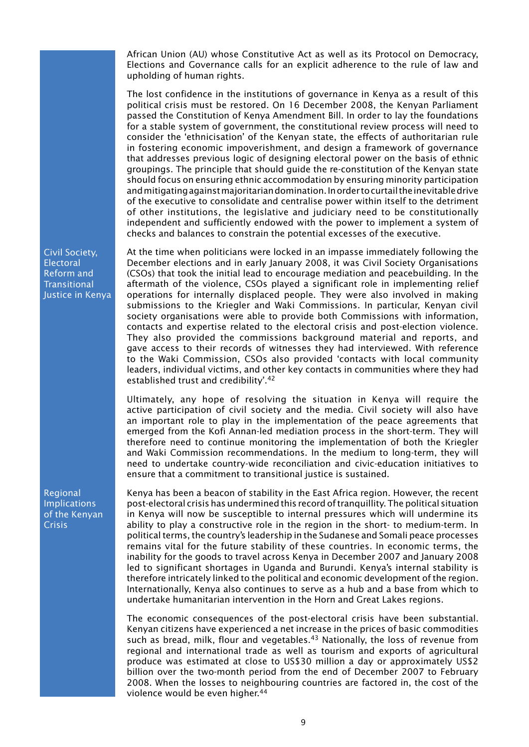African Union (AU) whose Constitutive Act as well as its Protocol on Democracy, Elections and Governance calls for an explicit adherence to the rule of law and upholding of human rights.

The lost confidence in the institutions of governance in Kenya as a result of this political crisis must be restored. On 16 December 2008, the Kenyan Parliament passed the Constitution of Kenya Amendment Bill. In order to lay the foundations for a stable system of government, the constitutional review process will need to consider the 'ethnicisation' of the Kenyan state, the effects of authoritarian rule in fostering economic impoverishment, and design a framework of governance that addresses previous logic of designing electoral power on the basis of ethnic groupings. The principle that should guide the re-constitution of the Kenyan state should focus on ensuring ethnic accommodation by ensuring minority participation and mitigating against majoritarian domination. In order to curtail the inevitable drive of the executive to consolidate and centralise power within itself to the detriment of other institutions, the legislative and judiciary need to be constitutionally independent and sufficiently endowed with the power to implement a system of checks and balances to constrain the potential excesses of the executive.

## Civil Society, Electoral Reform and Transitional Justice in Kenya

At the time when politicians were locked in an impasse immediately following the December elections and in early January 2008, it was Civil Society Organisations (CSOs) that took the initial lead to encourage mediation and peacebuilding. In the aftermath of the violence, CSOs played a significant role in implementing relief operations for internally displaced people. They were also involved in making submissions to the Kriegler and Waki Commissions. In particular, Kenyan civil society organisations were able to provide both Commissions with information, contacts and expertise related to the electoral crisis and post-election violence. They also provided the commissions background material and reports, and gave access to their records of witnesses they had interviewed. With reference to the Waki Commission, CSOs also provided 'contacts with local community leaders, individual victims, and other key contacts in communities where they had established trust and credibility'.[42]

Ultimately, any hope of resolving the situation in Kenya will require the active participation of civil society and the media. Civil society will also have an important role to play in the implementation of the peace agreements that emerged from the Kofi Annan-led mediation process in the short-term. They will therefore need to continue monitoring the implementation of both the Kriegler and Waki Commission recommendations. In the medium to long-term, they will need to undertake country-wide reconciliation and civic-education initiatives to ensure that a commitment to transitional justice is sustained.

## Regional Implications of the Kenyan Crisis

Kenya has been a beacon of stability in the East Africa region. However, the recent post-electoral crisis has undermined this record of tranquillity. The political situation in Kenya will now be susceptible to internal pressures which will undermine its ability to play a constructive role in the region in the short- to medium-term. In political terms, the country's leadership in the Sudanese and Somali peace processes remains vital for the future stability of these countries. In economic terms, the inability for the goods to travel across Kenya in December 2007 and January 2008 led to significant shortages in Uganda and Burundi. Kenya's internal stability is therefore intricately linked to the political and economic development of the region. Internationally, Kenya also continues to serve as a hub and a base from which to undertake humanitarian intervention in the Horn and Great Lakes regions.

The economic consequences of the post-electoral crisis have been substantial. Kenyan citizens have experienced a net increase in the prices of basic commodities such as bread, milk, flour and vegetables.[43] Nationally, the loss of revenue from regional and international trade as well as tourism and exports of agricultural produce was estimated at close to US$30 million a day or approximately US$2 billion over the two-month period from the end of December 2007 to February 2008. When the losses to neighbouring countries are factored in, the cost of the violence would be even higher.[44]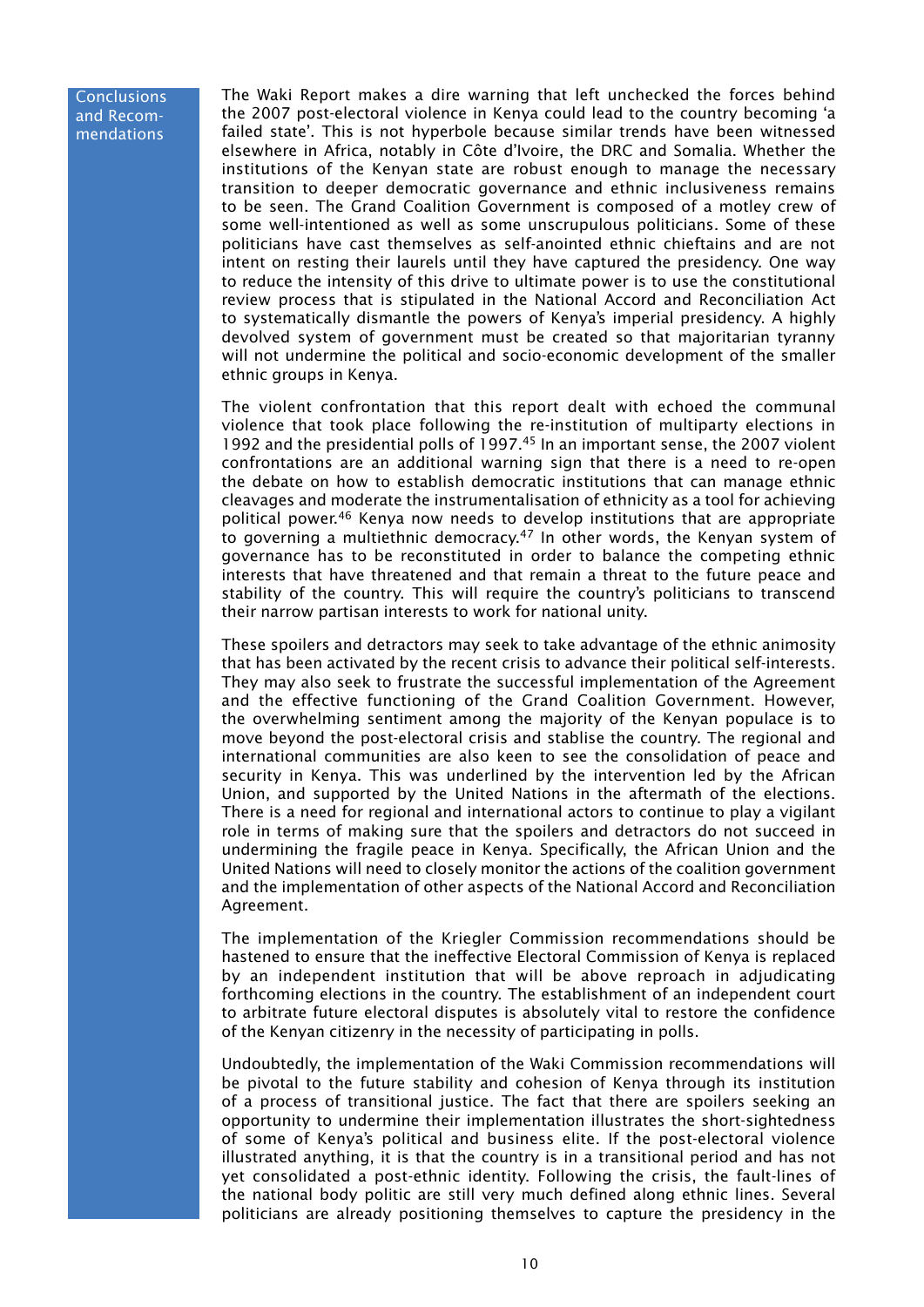## Conclusions and Recommendations

The Waki Report makes a dire warning that left unchecked the forces behind the 2007 post-electoral violence in Kenya could lead to the country becoming 'a failed state'. This is not hyperbole because similar trends have been witnessed elsewhere in Africa, notably in Côte d'Ivoire, the DRC and Somalia. Whether the institutions of the Kenyan state are robust enough to manage the necessary transition to deeper democratic governance and ethnic inclusiveness remains to be seen. The Grand Coalition Government is composed of a motley crew of some well-intentioned as well as some unscrupulous politicians. Some of these politicians have cast themselves as self-anointed ethnic chieftains and are not intent on resting their laurels until they have captured the presidency. One way to reduce the intensity of this drive to ultimate power is to use the constitutional review process that is stipulated in the National Accord and Reconciliation Act to systematically dismantle the powers of Kenya's imperial presidency. A highly devolved system of government must be created so that majoritarian tyranny will not undermine the political and socio-economic development of the smaller ethnic groups in Kenya.

The violent confrontation that this report dealt with echoed the communal violence that took place following the re-institution of multiparty elections in 1992 and the presidential polls of 1997.[45] In an important sense, the 2007 violent confrontations are an additional warning sign that there is a need to re-open the debate on how to establish democratic institutions that can manage ethnic cleavages and moderate the instrumentalisation of ethnicity as a tool for achieving political power.[46] Kenya now needs to develop institutions that are appropriate to governing a multiethnic democracy.[47] In other words, the Kenyan system of governance has to be reconstituted in order to balance the competing ethnic interests that have threatened and that remain a threat to the future peace and stability of the country. This will require the country's politicians to transcend their narrow partisan interests to work for national unity.

These spoilers and detractors may seek to take advantage of the ethnic animosity that has been activated by the recent crisis to advance their political self-interests. They may also seek to frustrate the successful implementation of the Agreement and the effective functioning of the Grand Coalition Government. However, the overwhelming sentiment among the majority of the Kenyan populace is to move beyond the post-electoral crisis and stablise the country. The regional and international communities are also keen to see the consolidation of peace and security in Kenya. This was underlined by the intervention led by the African Union, and supported by the United Nations in the aftermath of the elections. There is a need for regional and international actors to continue to play a vigilant role in terms of making sure that the spoilers and detractors do not succeed in undermining the fragile peace in Kenya. Specifically, the African Union and the United Nations will need to closely monitor the actions of the coalition government and the implementation of other aspects of the National Accord and Reconciliation Agreement.

The implementation of the Kriegler Commission recommendations should be hastened to ensure that the ineffective Electoral Commission of Kenya is replaced by an independent institution that will be above reproach in adjudicating forthcoming elections in the country. The establishment of an independent court to arbitrate future electoral disputes is absolutely vital to restore the confidence of the Kenyan citizenry in the necessity of participating in polls.

Undoubtedly, the implementation of the Waki Commission recommendations will be pivotal to the future stability and cohesion of Kenya through its institution of a process of transitional justice. The fact that there are spoilers seeking an opportunity to undermine their implementation illustrates the short-sightedness of some of Kenya's political and business elite. If the post-electoral violence illustrated anything, it is that the country is in a transitional period and has not yet consolidated a post-ethnic identity. Following the crisis, the fault-lines of the national body politic are still very much defined along ethnic lines. Several politicians are already positioning themselves to capture the presidency in the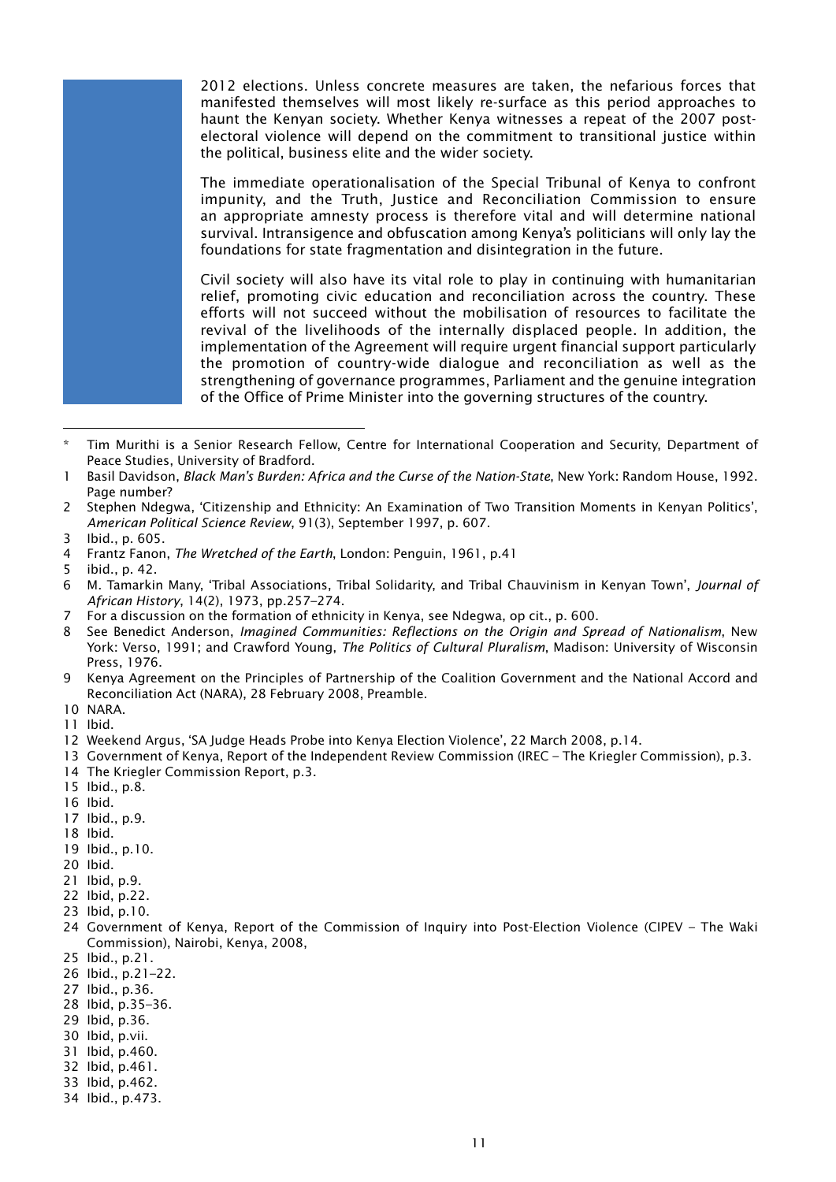2012 elections. Unless concrete measures are taken, the nefarious forces that manifested themselves will most likely re-surface as this period approaches to haunt the Kenyan society. Whether Kenya witnesses a repeat of the 2007 post-electoral violence will depend on the commitment to transitional justice within the political, business elite and the wider society.

The immediate operationalisation of the Special Tribunal of Kenya to confront impunity, and the Truth, Justice and Reconciliation Commission to ensure an appropriate amnesty process is therefore vital and will determine national survival. Intransigence and obfuscation among Kenya's politicians will only lay the foundations for state fragmentation and disintegration in the future.

Civil society will also have its vital role to play in continuing with humanitarian relief, promoting civic education and reconciliation across the country. These efforts will not succeed without the mobilisation of resources to facilitate the revival of the livelihoods of the internally displaced people. In addition, the implementation of the Agreement will require urgent financial support particularly the promotion of country-wide dialogue and reconciliation as well as the strengthening of governance programmes, Parliament and the genuine integration of the Office of Prime Minister into the governing structures of the country.

---

\* Tim Murithi is a Senior Research Fellow, Centre for International Cooperation and Security, Department of Peace Studies, University of Bradford.

1 Basil Davidson, *Black Man's Burden: Africa and the Curse of the Nation-State*, New York: Random House, 1992. Page number?

2 Stephen Ndegwa, 'Citizenship and Ethnicity: An Examination of Two Transition Moments in Kenyan Politics', *American Political Science Review*, 91(3), September 1997, p. 607.

3 Ibid., p. 605.

4 Frantz Fanon, *The Wretched of the Earth*, London: Penguin, 1961, p.41

5 ibid., p. 42.

6 M. Tamarkin Many, 'Tribal Associations, Tribal Solidarity, and Tribal Chauvinism in Kenyan Town', *Journal of African History*, 14(2), 1973, pp.257–274.

7 For a discussion on the formation of ethnicity in Kenya, see Ndegwa, op cit., p. 600.

8 See Benedict Anderson, *Imagined Communities: Reflections on the Origin and Spread of Nationalism*, New York: Verso, 1991; and Crawford Young, *The Politics of Cultural Pluralism*, Madison: University of Wisconsin Press, 1976.

9 Kenya Agreement on the Principles of Partnership of the Coalition Government and the National Accord and Reconciliation Act (NARA), 28 February 2008, Preamble.

10 NARA.

11 Ibid.

12 Weekend Argus, 'SA Judge Heads Probe into Kenya Election Violence', 22 March 2008, p.14.

13 Government of Kenya, Report of the Independent Review Commission (IREC – The Kriegler Commission), p.3.

14 The Kriegler Commission Report, p.3.

15 Ibid., p.8.

16 Ibid.

17 Ibid., p.9.

18 Ibid.

19 Ibid., p.10.

20 Ibid.

21 Ibid, p.9.

22 Ibid, p.22.

23 Ibid, p.10.

24 Government of Kenya, Report of the Commission of Inquiry into Post-Election Violence (CIPEV – The Waki Commission), Nairobi, Kenya, 2008,

25 Ibid., p.21.

26 Ibid., p.21–22.

27 Ibid., p.36.

28 Ibid, p.35–36.

29 Ibid, p.36.

30 Ibid, p.vii.

31 Ibid, p.460.

32 Ibid, p.461.

33 Ibid, p.462.

34 Ibid., p.473.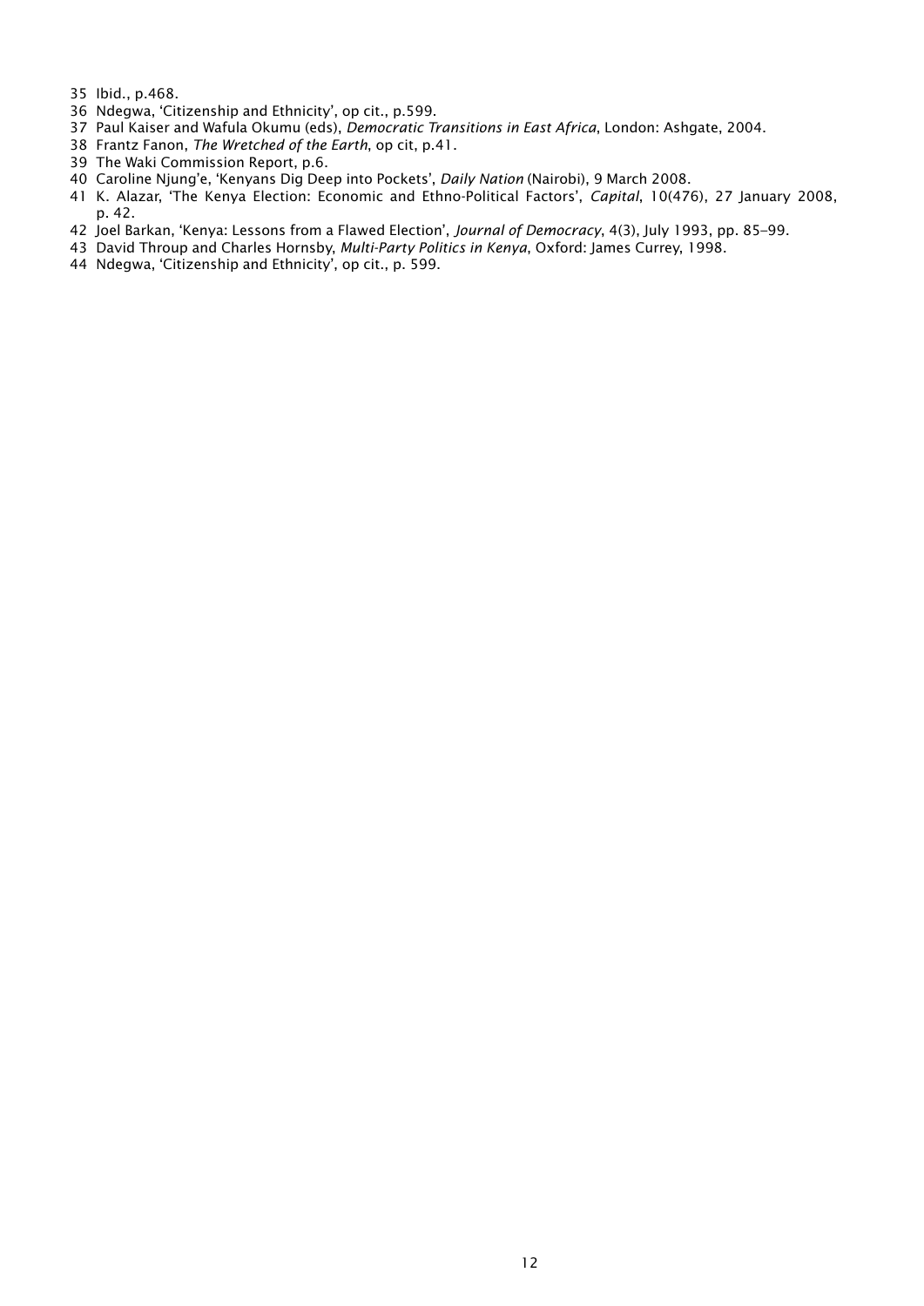35 Ibid., p.468.
36 Ndegwa, 'Citizenship and Ethnicity', op cit., p.599.
37 Paul Kaiser and Wafula Okumu (eds), *Democratic Transitions in East Africa*, London: Ashgate, 2004.
38 Frantz Fanon, *The Wretched of the Earth*, op cit, p.41.
39 The Waki Commission Report, p.6.
40 Caroline Njung'e, 'Kenyans Dig Deep into Pockets', *Daily Nation* (Nairobi), 9 March 2008.
41 K. Alazar, 'The Kenya Election: Economic and Ethno-Political Factors', *Capital*, 10(476), 27 January 2008, p. 42.
42 Joel Barkan, 'Kenya: Lessons from a Flawed Election', *Journal of Democracy*, 4(3), July 1993, pp. 85–99.
43 David Throup and Charles Hornsby, *Multi-Party Politics in Kenya*, Oxford: James Currey, 1998.
44 Ndegwa, 'Citizenship and Ethnicity', op cit., p. 599.